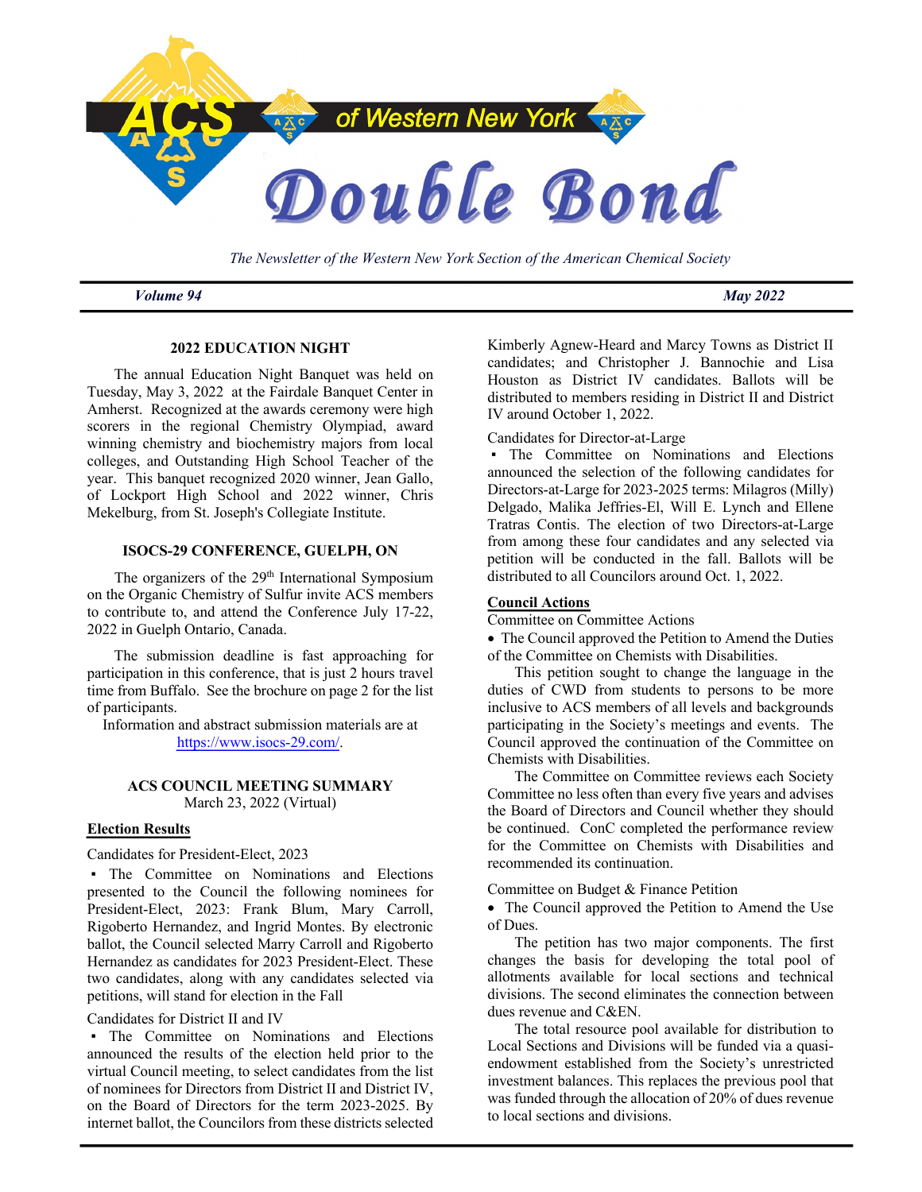# ACS of Western New York Double Bond

*The Newsletter of the Western New York Section of the American Chemical Society*

***Volume 94*** ***May 2022***

### 2022 EDUCATION NIGHT

The annual Education Night Banquet was held on Tuesday, May 3, 2022 at the Fairdale Banquet Center in Amherst. Recognized at the awards ceremony were high scorers in the regional Chemistry Olympiad, award winning chemistry and biochemistry majors from local colleges, and Outstanding High School Teacher of the year. This banquet recognized 2020 winner, Jean Gallo, of Lockport High School and 2022 winner, Chris Mekelburg, from St. Joseph's Collegiate Institute.

### ISOCS-29 CONFERENCE, GUELPH, ON

The organizers of the 29th International Symposium on the Organic Chemistry of Sulfur invite ACS members to contribute to, and attend the Conference July 17-22, 2022 in Guelph Ontario, Canada.

The submission deadline is fast approaching for participation in this conference, that is just 2 hours travel time from Buffalo. See the brochure on page 2 for the list of participants.

Information and abstract submission materials are at https://www.isocs-29.com/.

### ACS COUNCIL MEETING SUMMARY

March 23, 2022 (Virtual)

**Election Results**

Candidates for President-Elect, 2023

▪ The Committee on Nominations and Elections presented to the Council the following nominees for President-Elect, 2023: Frank Blum, Mary Carroll, Rigoberto Hernandez, and Ingrid Montes. By electronic ballot, the Council selected Marry Carroll and Rigoberto Hernandez as candidates for 2023 President-Elect. These two candidates, along with any candidates selected via petitions, will stand for election in the Fall

Candidates for District II and IV

▪ The Committee on Nominations and Elections announced the results of the election held prior to the virtual Council meeting, to select candidates from the list of nominees for Directors from District II and District IV, on the Board of Directors for the term 2023-2025. By internet ballot, the Councilors from these districts selected Kimberly Agnew-Heard and Marcy Towns as District II candidates; and Christopher J. Bannochie and Lisa Houston as District IV candidates. Ballots will be distributed to members residing in District II and District IV around October 1, 2022.

Candidates for Director-at-Large

▪ The Committee on Nominations and Elections announced the selection of the following candidates for Directors-at-Large for 2023-2025 terms: Milagros (Milly) Delgado, Malika Jeffries-El, Will E. Lynch and Ellene Tratras Contis. The election of two Directors-at-Large from among these four candidates and any selected via petition will be conducted in the fall. Ballots will be distributed to all Councilors around Oct. 1, 2022.

**Council Actions**

Committee on Committee Actions

- The Council approved the Petition to Amend the Duties of the Committee on Chemists with Disabilities.

This petition sought to change the language in the duties of CWD from students to persons to be more inclusive to ACS members of all levels and backgrounds participating in the Society's meetings and events. The Council approved the continuation of the Committee on Chemists with Disabilities.

The Committee on Committee reviews each Society Committee no less often than every five years and advises the Board of Directors and Council whether they should be continued. ConC completed the performance review for the Committee on Chemists with Disabilities and recommended its continuation.

Committee on Budget & Finance Petition

- The Council approved the Petition to Amend the Use of Dues.

The petition has two major components. The first changes the basis for developing the total pool of allotments available for local sections and technical divisions. The second eliminates the connection between dues revenue and C&EN.

The total resource pool available for distribution to Local Sections and Divisions will be funded via a quasi-endowment established from the Society's unrestricted investment balances. This replaces the previous pool that was funded through the allocation of 20% of dues revenue to local sections and divisions.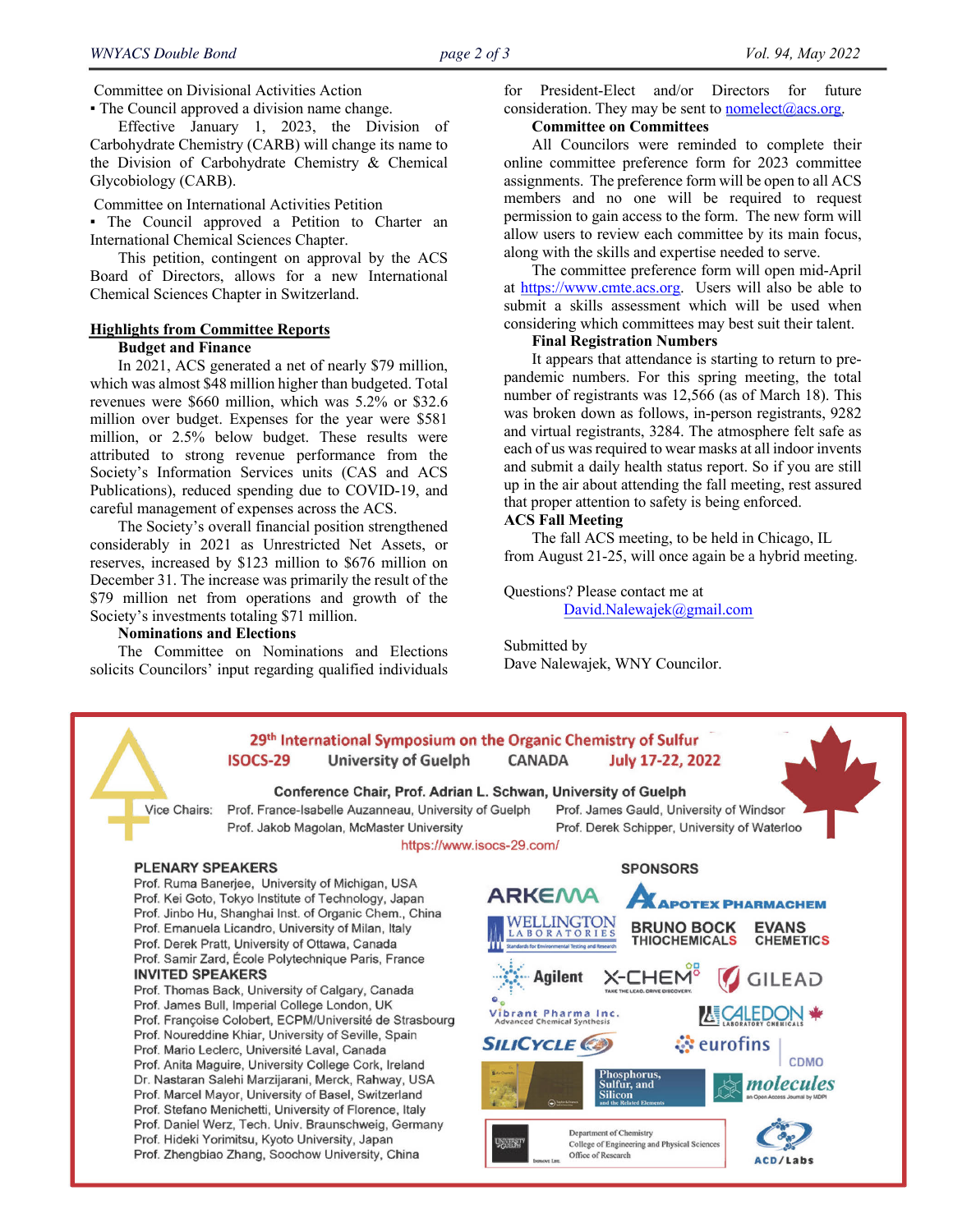Committee on Divisional Activities Action

- The Council approved a division name change.

Effective January 1, 2023, the Division of Carbohydrate Chemistry (CARB) will change its name to the Division of Carbohydrate Chemistry & Chemical Glycobiology (CARB).

Committee on International Activities Petition

- The Council approved a Petition to Charter an International Chemical Sciences Chapter.

This petition, contingent on approval by the ACS Board of Directors, allows for a new International Chemical Sciences Chapter in Switzerland.

## Highlights from Committee Reports

### Budget and Finance

In 2021, ACS generated a net of nearly $79 million, which was almost $48 million higher than budgeted. Total revenues were $660 million, which was 5.2% or $32.6 million over budget. Expenses for the year were $581 million, or 2.5% below budget. These results were attributed to strong revenue performance from the Society's Information Services units (CAS and ACS Publications), reduced spending due to COVID-19, and careful management of expenses across the ACS.

The Society's overall financial position strengthened considerably in 2021 as Unrestricted Net Assets, or reserves, increased by $123 million to $676 million on December 31. The increase was primarily the result of the $79 million net from operations and growth of the Society's investments totaling $71 million.

### Nominations and Elections

The Committee on Nominations and Elections solicits Councilors' input regarding qualified individuals for President-Elect and/or Directors for future consideration. They may be sent to nomelect@acs.org.

### Committee on Committees

All Councilors were reminded to complete their online committee preference form for 2023 committee assignments. The preference form will be open to all ACS members and no one will be required to request permission to gain access to the form. The new form will allow users to review each committee by its main focus, along with the skills and expertise needed to serve.

The committee preference form will open mid-April at https://www.cmte.acs.org. Users will also be able to submit a skills assessment which will be used when considering which committees may best suit their talent.

### Final Registration Numbers

It appears that attendance is starting to return to pre-pandemic numbers. For this spring meeting, the total number of registrants was 12,566 (as of March 18). This was broken down as follows, in-person registrants, 9282 and virtual registrants, 3284. The atmosphere felt safe as each of us was required to wear masks at all indoor invents and submit a daily health status report. So if you are still up in the air about attending the fall meeting, rest assured that proper attention to safety is being enforced.

### ACS Fall Meeting

The fall ACS meeting, to be held in Chicago, IL from August 21-25, will once again be a hybrid meeting.

Questions? Please contact me at David.Nalewajek@gmail.com

Submitted by
Dave Nalewajek, WNY Councilor.

---

**29th International Symposium on the Organic Chemistry of Sulfur**

**ISOCS-29 University of Guelph CANADA July 17-22, 2022**

**Conference Chair, Prof. Adrian L. Schwan, University of Guelph**

Vice Chairs: Prof. France-Isabelle Auzanneau, University of Guelph; Prof. James Gauld, University of Windsor; Prof. Jakob Magolan, McMaster University; Prof. Derek Schipper, University of Waterloo

https://www.isocs-29.com/

**PLENARY SPEAKERS**

Prof. Ruma Banerjee, University of Michigan, USA
Prof. Kei Goto, Tokyo Institute of Technology, Japan
Prof. Jinbo Hu, Shanghai Inst. of Organic Chem., China
Prof. Emanuela Licandro, University of Milan, Italy
Prof. Derek Pratt, University of Ottawa, Canada
Prof. Samir Zard, École Polytechnique Paris, France

**INVITED SPEAKERS**

Prof. Thomas Back, University of Calgary, Canada
Prof. James Bull, Imperial College London, UK
Prof. Françoise Colobert, ECPM/Université de Strasbourg
Prof. Noureddine Khiar, University of Seville, Spain
Prof. Mario Leclerc, Université Laval, Canada
Prof. Anita Maguire, University College Cork, Ireland
Dr. Nastaran Salehi Marzijarani, Merck, Rahway, USA
Prof. Marcel Mayor, University of Basel, Switzerland
Prof. Stefano Menichetti, University of Florence, Italy
Prof. Daniel Werz, Tech. Univ. Braunschweig, Germany
Prof. Hideki Yorimitsu, Kyoto University, Japan
Prof. Zhengbiao Zhang, Soochow University, China

**SPONSORS**

Arkema; Apotex Pharmachem; Wellington Laboratories; Bruno Bock Thiochemicals; Evans Chemetics; Agilent; X-Chem; Gilead; Vibrant Pharma Inc.; Caledon Laboratory Chemicals; SiliCycle; eurofins CDMO; Phosphorus, Sulfur, and Silicon and the Related Elements; molecules; University of Guelph Department of Chemistry, College of Engineering and Physical Sciences, Office of Research; ACD/Labs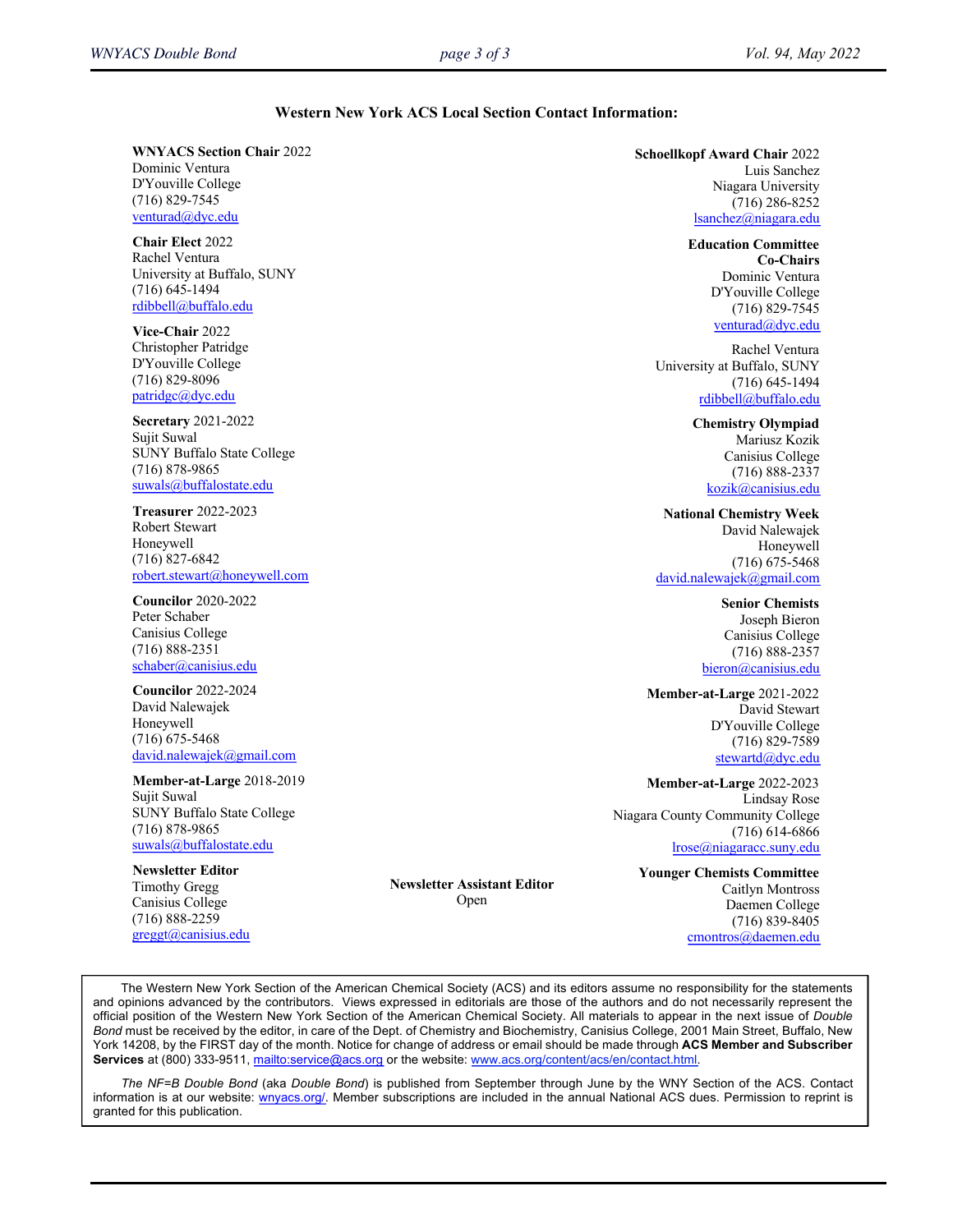## Western New York ACS Local Section Contact Information:

**WNYACS Section Chair** 2022
Dominic Ventura
D'Youville College
(716) 829-7545
venturad@dyc.edu

**Chair Elect** 2022
Rachel Ventura
University at Buffalo, SUNY
(716) 645-1494
rdibbell@buffalo.edu

**Vice-Chair** 2022
Christopher Patridge
D'Youville College
(716) 829-8096
patridgc@dyc.edu

**Secretary** 2021-2022
Sujit Suwal
SUNY Buffalo State College
(716) 878-9865
suwals@buffalostate.edu

**Treasurer** 2022-2023
Robert Stewart
Honeywell
(716) 827-6842
robert.stewart@honeywell.com

**Councilor** 2020-2022
Peter Schaber
Canisius College
(716) 888-2351
schaber@canisius.edu

**Councilor** 2022-2024
David Nalewajek
Honeywell
(716) 675-5468
david.nalewajek@gmail.com

**Member-at-Large** 2018-2019
Sujit Suwal
SUNY Buffalo State College
(716) 878-9865
suwals@buffalostate.edu

**Newsletter Editor**
Timothy Gregg
Canisius College
(716) 888-2259
greggt@canisius.edu

**Newsletter Assistant Editor**
Open

**Schoellkopf Award Chair** 2022
Luis Sanchez
Niagara University
(716) 286-8252
lsanchez@niagara.edu

**Education Committee Co-Chairs**
Dominic Ventura
D'Youville College
(716) 829-7545
venturad@dyc.edu

Rachel Ventura
University at Buffalo, SUNY
(716) 645-1494
rdibbell@buffalo.edu

**Chemistry Olympiad**
Mariusz Kozik
Canisius College
(716) 888-2337
kozik@canisius.edu

**National Chemistry Week**
David Nalewajek
Honeywell
(716) 675-5468
david.nalewajek@gmail.com

**Senior Chemists**
Joseph Bieron
Canisius College
(716) 888-2357
bieron@canisius.edu

**Member-at-Large** 2021-2022
David Stewart
D'Youville College
(716) 829-7589
stewartd@dyc.edu

**Member-at-Large** 2022-2023
Lindsay Rose
Niagara County Community College
(716) 614-6866
lrose@niagaracc.suny.edu

**Younger Chemists Committee**
Caitlyn Montross
Daemen College
(716) 839-8405
cmontros@daemen.edu

---

The Western New York Section of the American Chemical Society (ACS) and its editors assume no responsibility for the statements and opinions advanced by the contributors. Views expressed in editorials are those of the authors and do not necessarily represent the official position of the Western New York Section of the American Chemical Society. All materials to appear in the next issue of *Double Bond* must be received by the editor, in care of the Dept. of Chemistry and Biochemistry, Canisius College, 2001 Main Street, Buffalo, New York 14208, by the FIRST day of the month. Notice for change of address or email should be made through **ACS Member and Subscriber Services** at (800) 333-9511, mailto:service@acs.org or the website: www.acs.org/content/acs/en/contact.html.

*The NF=B Double Bond* (aka *Double Bond*) is published from September through June by the WNY Section of the ACS. Contact information is at our website: wnyacs.org/. Member subscriptions are included in the annual National ACS dues. Permission to reprint is granted for this publication.